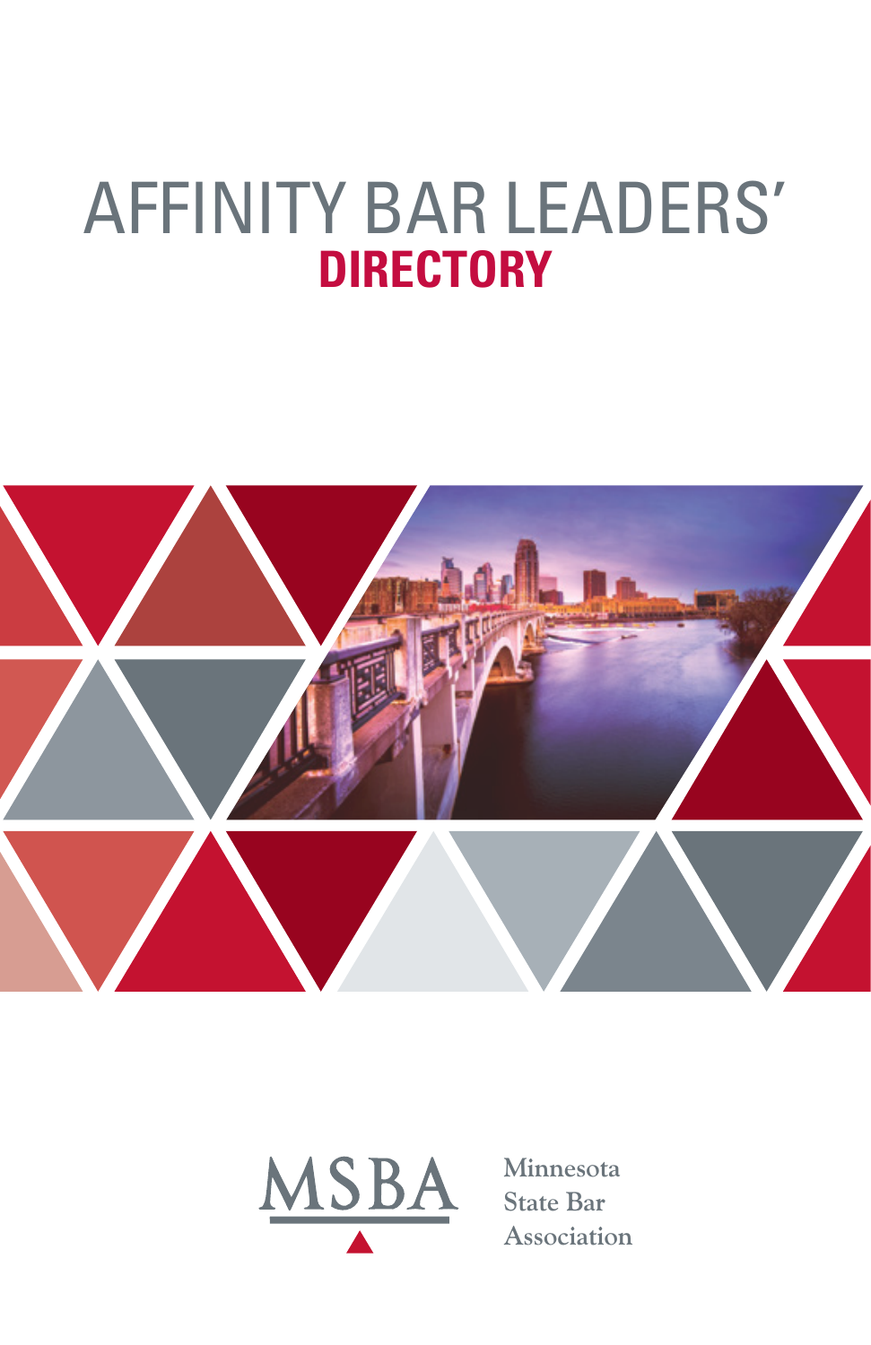# AFFINITY BAR LEADERS' DIRECTORY

MSBA

Minnesota State Bar Association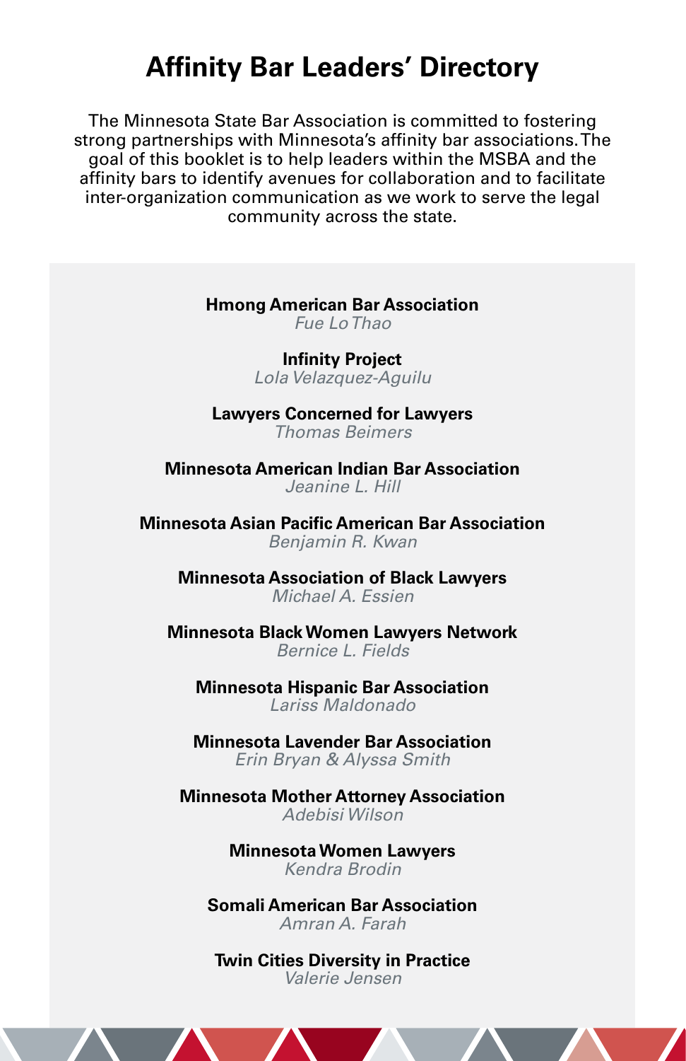# Affinity Bar Leaders' Directory

The Minnesota State Bar Association is committed to fostering strong partnerships with Minnesota's affinity bar associations. The goal of this booklet is to help leaders within the MSBA and the affinity bars to identify avenues for collaboration and to facilitate inter-organization communication as we work to serve the legal community across the state.

**Hmong American Bar Association**
*Fue Lo Thao*

**Infinity Project**
*Lola Velazquez-Aguilu*

**Lawyers Concerned for Lawyers**
*Thomas Beimers*

**Minnesota American Indian Bar Association**
*Jeanine L. Hill*

**Minnesota Asian Pacific American Bar Association**
*Benjamin R. Kwan*

**Minnesota Association of Black Lawyers**
*Michael A. Essien*

**Minnesota Black Women Lawyers Network**
*Bernice L. Fields*

**Minnesota Hispanic Bar Association**
*Lariss Maldonado*

**Minnesota Lavender Bar Association**
*Erin Bryan & Alyssa Smith*

**Minnesota Mother Attorney Association**
*Adebisi Wilson*

**Minnesota Women Lawyers**
*Kendra Brodin*

**Somali American Bar Association**
*Amran A. Farah*

**Twin Cities Diversity in Practice**
*Valerie Jensen*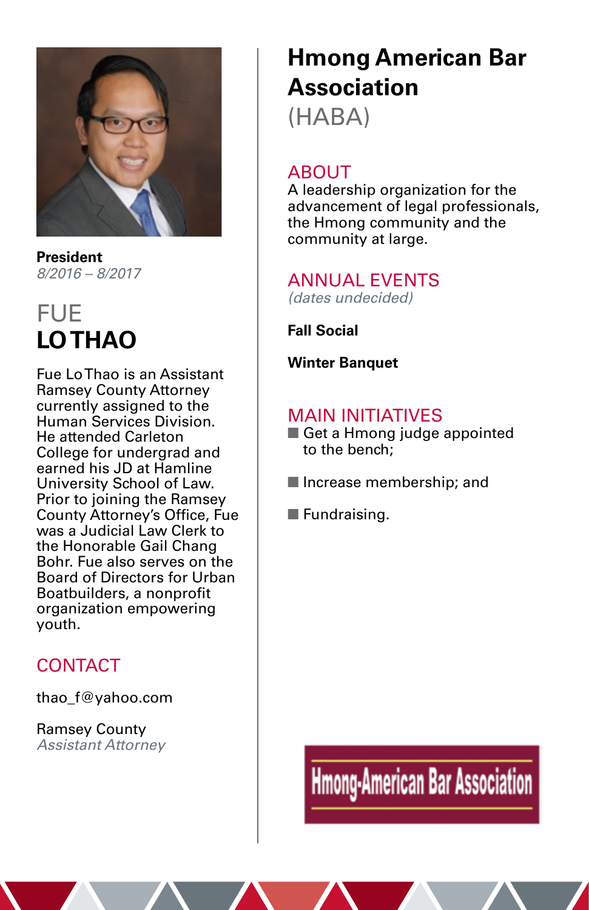**President**
*8/2016 – 8/2017*

# FUE
# LO THAO

Fue Lo Thao is an Assistant Ramsey County Attorney currently assigned to the Human Services Division. He attended Carleton College for undergrad and earned his JD at Hamline University School of Law. Prior to joining the Ramsey County Attorney's Office, Fue was a Judicial Law Clerk to the Honorable Gail Chang Bohr. Fue also serves on the Board of Directors for Urban Boatbuilders, a nonprofit organization empowering youth.

## CONTACT

thao_f@yahoo.com

Ramsey County
*Assistant Attorney*

# Hmong American Bar Association
(HABA)

## ABOUT

A leadership organization for the advancement of legal professionals, the Hmong community and the community at large.

## ANNUAL EVENTS

*(dates undecided)*

**Fall Social**

**Winter Banquet**

## MAIN INITIATIVES

- Get a Hmong judge appointed to the bench;
- Increase membership; and
- Fundraising.

Hmong-American Bar Association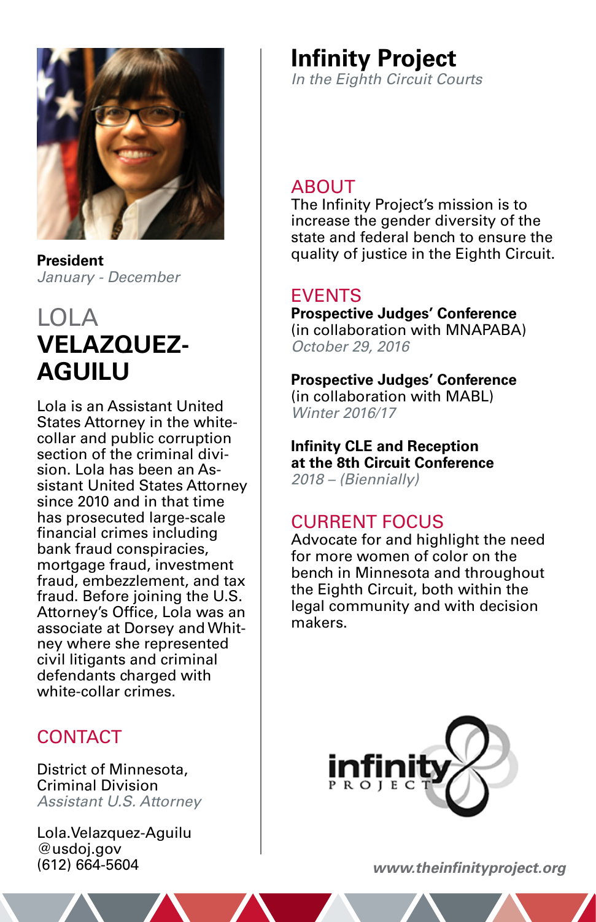**President**
*January - December*

# LOLA **VELAZQUEZ-AGUILU**

Lola is an Assistant United States Attorney in the white-collar and public corruption section of the criminal division. Lola has been an Assistant United States Attorney since 2010 and in that time has prosecuted large-scale financial crimes including bank fraud conspiracies, mortgage fraud, investment fraud, embezzlement, and tax fraud. Before joining the U.S. Attorney's Office, Lola was an associate at Dorsey and Whitney where she represented civil litigants and criminal defendants charged with white-collar crimes.

## CONTACT

District of Minnesota,
Criminal Division
*Assistant U.S. Attorney*

Lola.Velazquez-Aguilu@usdoj.gov
(612) 664-5604

# Infinity Project

*In the Eighth Circuit Courts*

## ABOUT

The Infinity Project's mission is to increase the gender diversity of the state and federal bench to ensure the quality of justice in the Eighth Circuit.

## EVENTS

**Prospective Judges' Conference**
(in collaboration with MNAPABA)
*October 29, 2016*

**Prospective Judges' Conference**
(in collaboration with MABL)
*Winter 2016/17*

**Infinity CLE and Reception at the 8th Circuit Conference**
*2018 – (Biennially)*

## CURRENT FOCUS

Advocate for and highlight the need for more women of color on the bench in Minnesota and throughout the Eighth Circuit, both within the legal community and with decision makers.

infinity PROJECT

***www.theinfinityproject.org***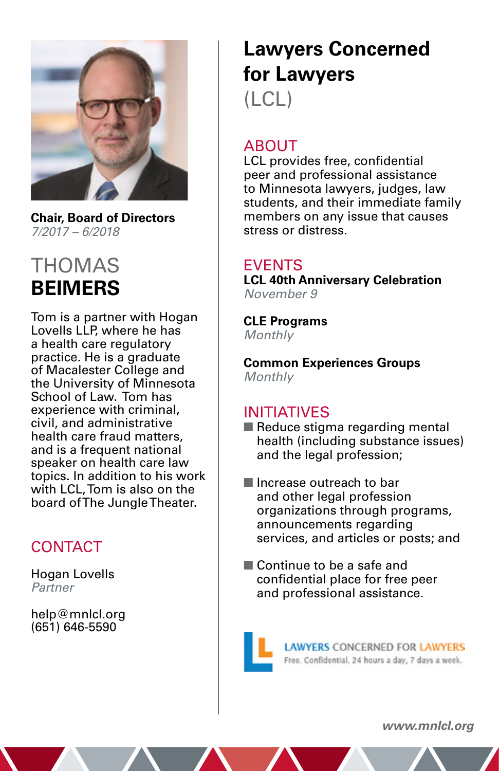**Chair, Board of Directors**
*7/2017 – 6/2018*

## THOMAS **BEIMERS**

Tom is a partner with Hogan Lovells LLP, where he has a health care regulatory practice. He is a graduate of Macalester College and the University of Minnesota School of Law. Tom has experience with criminal, civil, and administrative health care fraud matters, and is a frequent national speaker on health care law topics. In addition to his work with LCL, Tom is also on the board of The Jungle Theater.

### CONTACT

Hogan Lovells
*Partner*

help@mnlcl.org
(651) 646-5590

# Lawyers Concerned for Lawyers
(LCL)

### ABOUT

LCL provides free, confidential peer and professional assistance to Minnesota lawyers, judges, law students, and their immediate family members on any issue that causes stress or distress.

### EVENTS

**LCL 40th Anniversary Celebration**
*November 9*

**CLE Programs**
*Monthly*

**Common Experiences Groups**
*Monthly*

### INITIATIVES

- Reduce stigma regarding mental health (including substance issues) and the legal profession;
- Increase outreach to bar and other legal profession organizations through programs, announcements regarding services, and articles or posts; and
- Continue to be a safe and confidential place for free peer and professional assistance.

LAWYERS CONCERNED FOR LAWYERS
Free. Confidential. 24 hours a day, 7 days a week.

*www.mnlcl.org*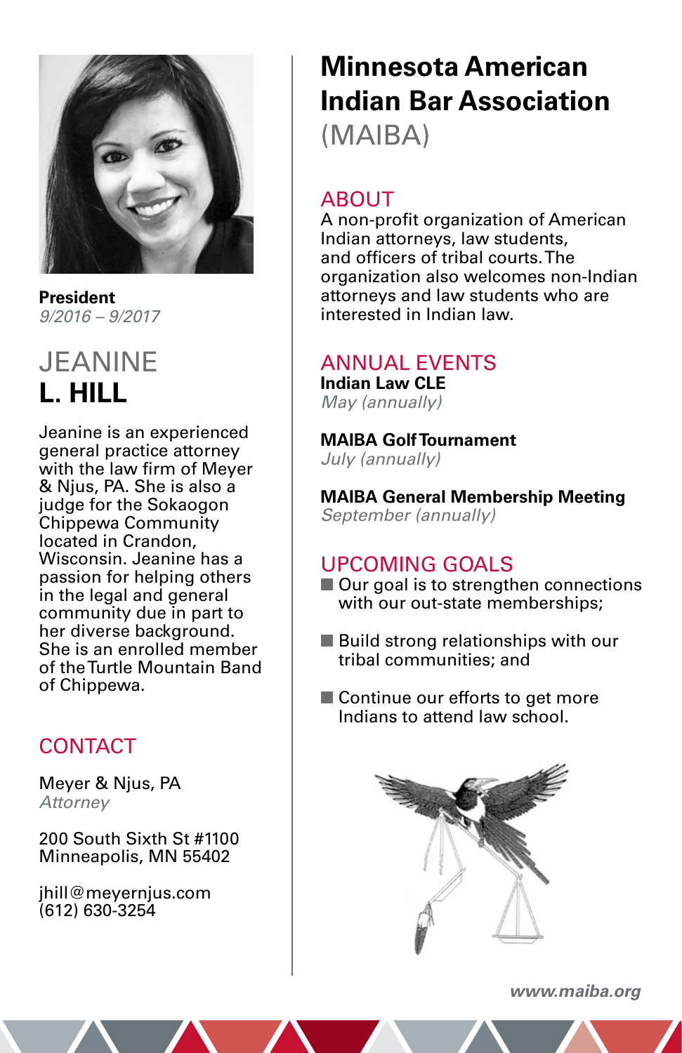**President**
*9/2016 – 9/2017*

# JEANINE **L. HILL**

Jeanine is an experienced general practice attorney with the law firm of Meyer & Njus, PA. She is also a judge for the Sokaogon Chippewa Community located in Crandon, Wisconsin. Jeanine has a passion for helping others in the legal and general community due in part to her diverse background. She is an enrolled member of the Turtle Mountain Band of Chippewa.

## CONTACT

Meyer & Njus, PA
*Attorney*

200 South Sixth St #1100
Minneapolis, MN 55402

jhill@meyernjus.com
(612) 630-3254

# Minnesota American Indian Bar Association (MAIBA)

## ABOUT

A non-profit organization of American Indian attorneys, law students, and officers of tribal courts. The organization also welcomes non-Indian attorneys and law students who are interested in Indian law.

## ANNUAL EVENTS

**Indian Law CLE**
*May (annually)*

**MAIBA Golf Tournament**
*July (annually)*

**MAIBA General Membership Meeting**
*September (annually)*

## UPCOMING GOALS

- Our goal is to strengthen connections with our out-state memberships;
- Build strong relationships with our tribal communities; and
- Continue our efforts to get more Indians to attend law school.

*www.maiba.org*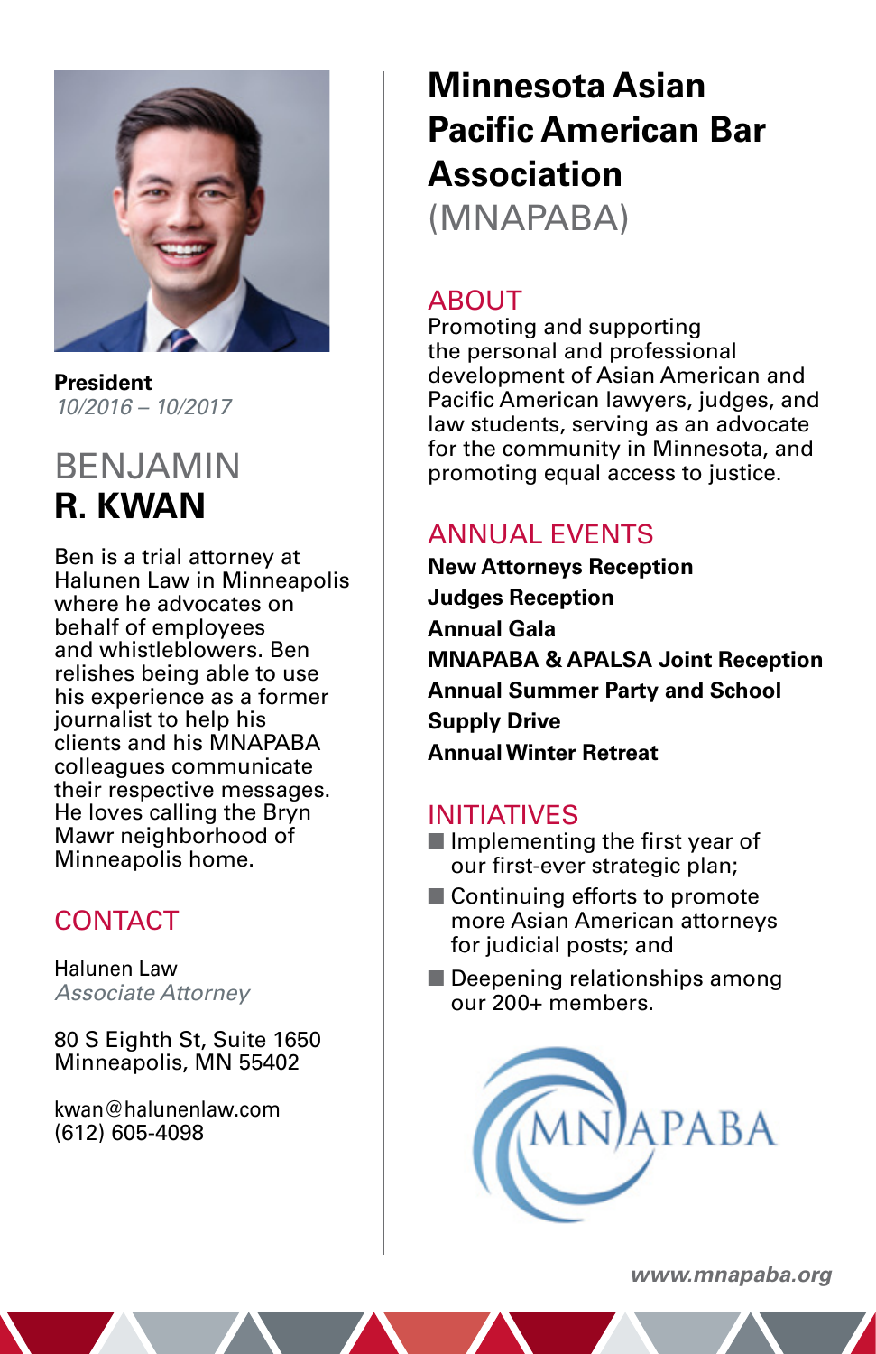**President**
*10/2016 – 10/2017*

# BENJAMIN **R. KWAN**

Ben is a trial attorney at Halunen Law in Minneapolis where he advocates on behalf of employees and whistleblowers. Ben relishes being able to use his experience as a former journalist to help his clients and his MNAPABA colleagues communicate their respective messages. He loves calling the Bryn Mawr neighborhood of Minneapolis home.

## CONTACT

Halunen Law
*Associate Attorney*

80 S Eighth St, Suite 1650
Minneapolis, MN 55402

kwan@halunenlaw.com
(612) 605-4098

# Minnesota Asian Pacific American Bar Association (MNAPABA)

## ABOUT

Promoting and supporting the personal and professional development of Asian American and Pacific American lawyers, judges, and law students, serving as an advocate for the community in Minnesota, and promoting equal access to justice.

## ANNUAL EVENTS

**New Attorneys Reception**
**Judges Reception**
**Annual Gala**
**MNAPABA & APALSA Joint Reception**
**Annual Summer Party and School Supply Drive**
**Annual Winter Retreat**

## INITIATIVES

- Implementing the first year of our first-ever strategic plan;
- Continuing efforts to promote more Asian American attorneys for judicial posts; and
- Deepening relationships among our 200+ members.

MNAPABA

*www.mnapaba.org*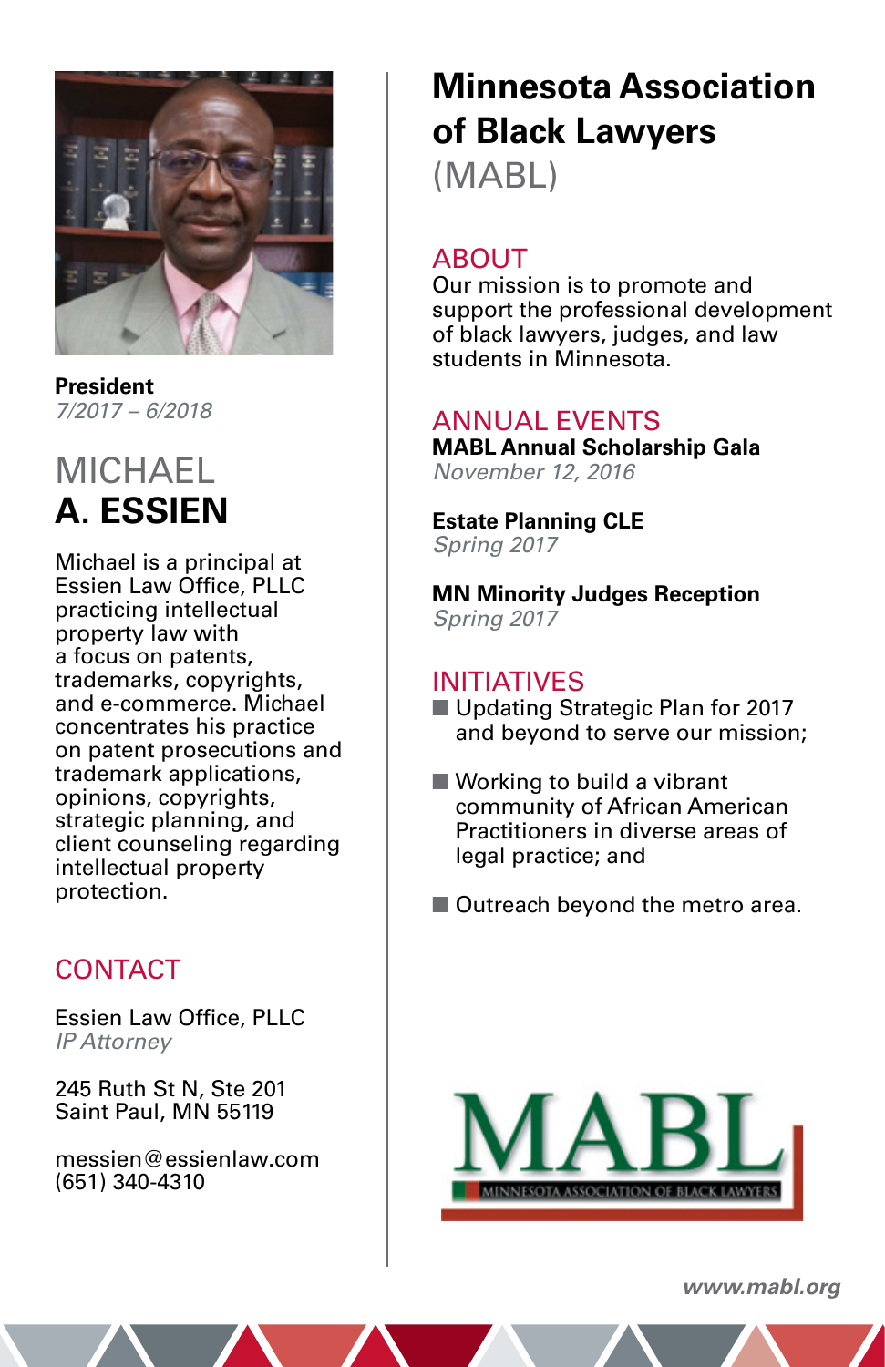**President**
*7/2017 – 6/2018*

## MICHAEL **A. ESSIEN**

Michael is a principal at Essien Law Office, PLLC practicing intellectual property law with a focus on patents, trademarks, copyrights, and e-commerce. Michael concentrates his practice on patent prosecutions and trademark applications, opinions, copyrights, strategic planning, and client counseling regarding intellectual property protection.

### CONTACT

Essien Law Office, PLLC
*IP Attorney*

245 Ruth St N, Ste 201
Saint Paul, MN 55119

messien@essienlaw.com
(651) 340-4310

# Minnesota Association of Black Lawyers (MABL)

### ABOUT

Our mission is to promote and support the professional development of black lawyers, judges, and law students in Minnesota.

### ANNUAL EVENTS

**MABL Annual Scholarship Gala**
*November 12, 2016*

**Estate Planning CLE**
*Spring 2017*

**MN Minority Judges Reception**
*Spring 2017*

### INITIATIVES

- Updating Strategic Plan for 2017 and beyond to serve our mission;
- Working to build a vibrant community of African American Practitioners in diverse areas of legal practice; and
- Outreach beyond the metro area.

MABL
MINNESOTA ASSOCIATION OF BLACK LAWYERS

***www.mabl.org***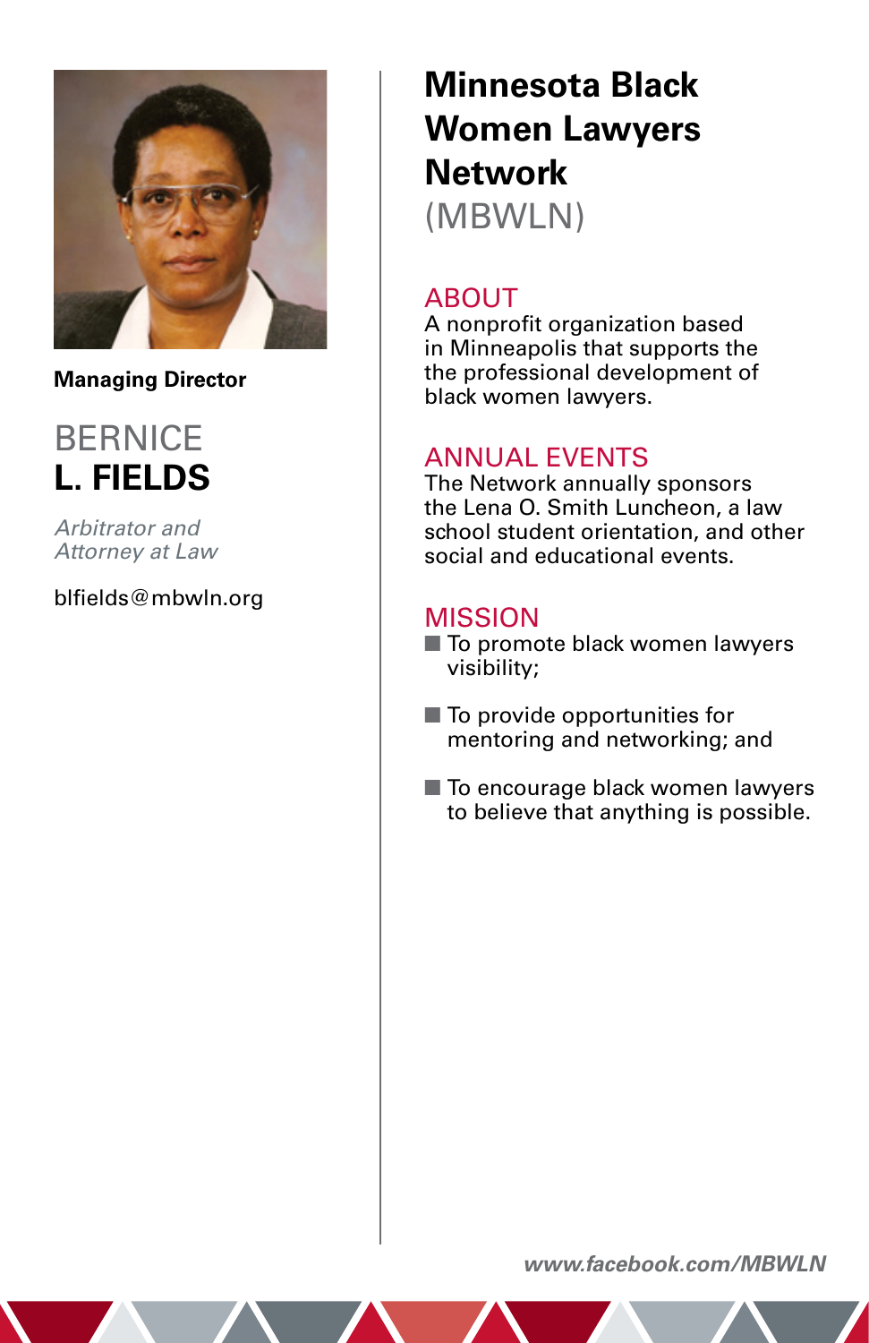**Managing Director**

BERNICE
**L. FIELDS**

*Arbitrator and Attorney at Law*

blfields@mbwln.org

# Minnesota Black Women Lawyers Network

(MBWLN)

## ABOUT

A nonprofit organization based in Minneapolis that supports the the professional development of black women lawyers.

## ANNUAL EVENTS

The Network annually sponsors the Lena O. Smith Luncheon, a law school student orientation, and other social and educational events.

## MISSION

- To promote black women lawyers visibility;
- To provide opportunities for mentoring and networking; and
- To encourage black women lawyers to believe that anything is possible.

***www.facebook.com/MBWLN***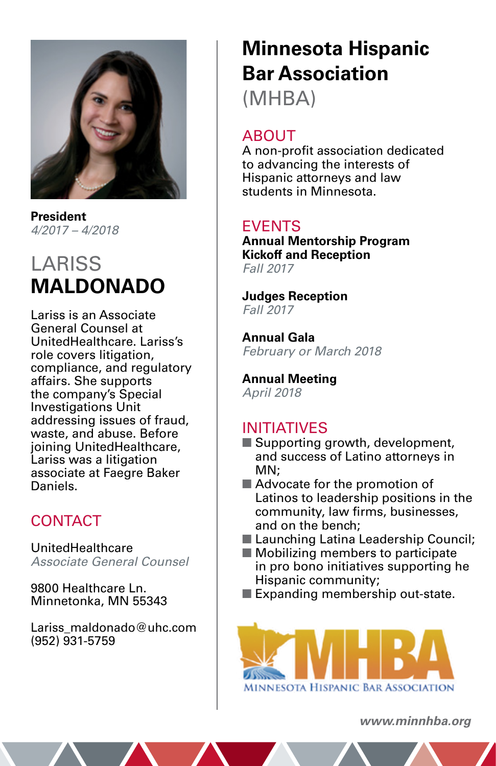**President**
*4/2017 – 4/2018*

# LARISS **MALDONADO**

Lariss is an Associate General Counsel at UnitedHealthcare. Lariss's role covers litigation, compliance, and regulatory affairs. She supports the company's Special Investigations Unit addressing issues of fraud, waste, and abuse. Before joining UnitedHealthcare, Lariss was a litigation associate at Faegre Baker Daniels.

## CONTACT

UnitedHealthcare
*Associate General Counsel*

9800 Healthcare Ln.
Minnetonka, MN 55343

Lariss_maldonado@uhc.com
(952) 931-5759

# Minnesota Hispanic Bar Association (MHBA)

## ABOUT

A non-profit association dedicated to advancing the interests of Hispanic attorneys and law students in Minnesota.

## EVENTS

**Annual Mentorship Program Kickoff and Reception**
*Fall 2017*

**Judges Reception**
*Fall 2017*

**Annual Gala**
*February or March 2018*

**Annual Meeting**
*April 2018*

## INITIATIVES

- Supporting growth, development, and success of Latino attorneys in MN;
- Advocate for the promotion of Latinos to leadership positions in the community, law firms, businesses, and on the bench;
- Launching Latina Leadership Council;
- Mobilizing members to participate in pro bono initiatives supporting he Hispanic community;
- Expanding membership out-state.

MHBA
MINNESOTA HISPANIC BAR ASSOCIATION

*www.minnhba.org*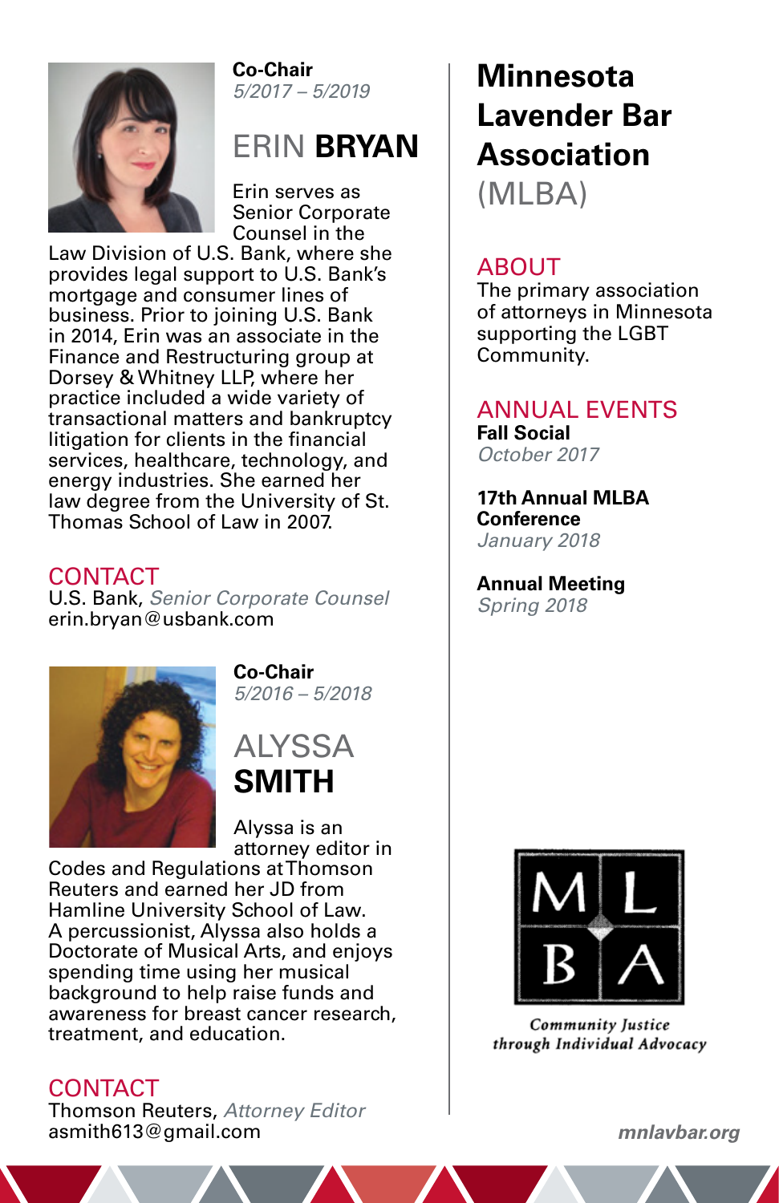**Co-Chair**
*5/2017 – 5/2019*

## ERIN **BRYAN**

Erin serves as Senior Corporate Counsel in the Law Division of U.S. Bank, where she provides legal support to U.S. Bank's mortgage and consumer lines of business. Prior to joining U.S. Bank in 2014, Erin was an associate in the Finance and Restructuring group at Dorsey & Whitney LLP, where her practice included a wide variety of transactional matters and bankruptcy litigation for clients in the financial services, healthcare, technology, and energy industries. She earned her law degree from the University of St. Thomas School of Law in 2007.

### CONTACT

U.S. Bank, *Senior Corporate Counsel*
erin.bryan@usbank.com

**Co-Chair**
*5/2016 – 5/2018*

## ALYSSA **SMITH**

Alyssa is an attorney editor in Codes and Regulations at Thomson Reuters and earned her JD from Hamline University School of Law. A percussionist, Alyssa also holds a Doctorate of Musical Arts, and enjoys spending time using her musical background to help raise funds and awareness for breast cancer research, treatment, and education.

### CONTACT

Thomson Reuters, *Attorney Editor*
asmith613@gmail.com

# Minnesota Lavender Bar Association (MLBA)

### ABOUT

The primary association of attorneys in Minnesota supporting the LGBT Community.

### ANNUAL EVENTS

**Fall Social**
*October 2017*

**17th Annual MLBA Conference**
*January 2018*

**Annual Meeting**
*Spring 2018*

MLBA

*Community Justice through Individual Advocacy*

*mnlavbar.org*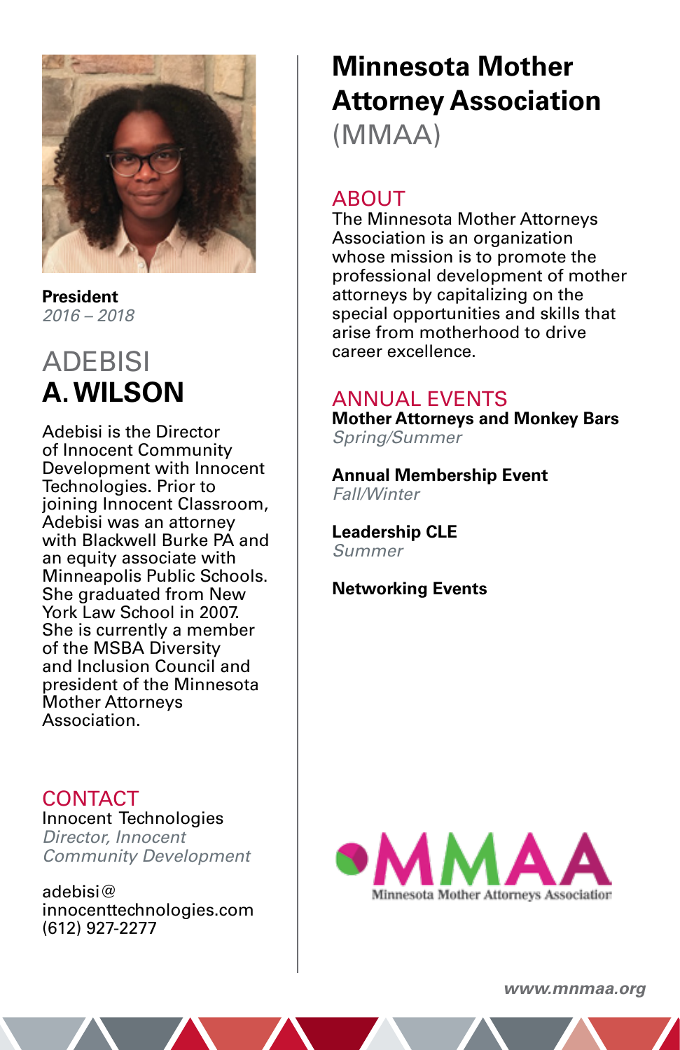**President**
*2016 – 2018*

## ADEBISI **A. WILSON**

Adebisi is the Director of Innocent Community Development with Innocent Technologies. Prior to joining Innocent Classroom, Adebisi was an attorney with Blackwell Burke PA and an equity associate with Minneapolis Public Schools. She graduated from New York Law School in 2007. She is currently a member of the MSBA Diversity and Inclusion Council and president of the Minnesota Mother Attorneys Association.

### CONTACT

Innocent Technologies
*Director, Innocent Community Development*

adebisi@innocenttechnologies.com
(612) 927-2277

# Minnesota Mother Attorney Association (MMAA)

### ABOUT

The Minnesota Mother Attorneys Association is an organization whose mission is to promote the professional development of mother attorneys by capitalizing on the special opportunities and skills that arise from motherhood to drive career excellence.

### ANNUAL EVENTS

**Mother Attorneys and Monkey Bars**
*Spring/Summer*

**Annual Membership Event**
*Fall/Winter*

**Leadership CLE**
*Summer*

**Networking Events**

MMAA
Minnesota Mother Attorneys Association

***www.mnmaa.org***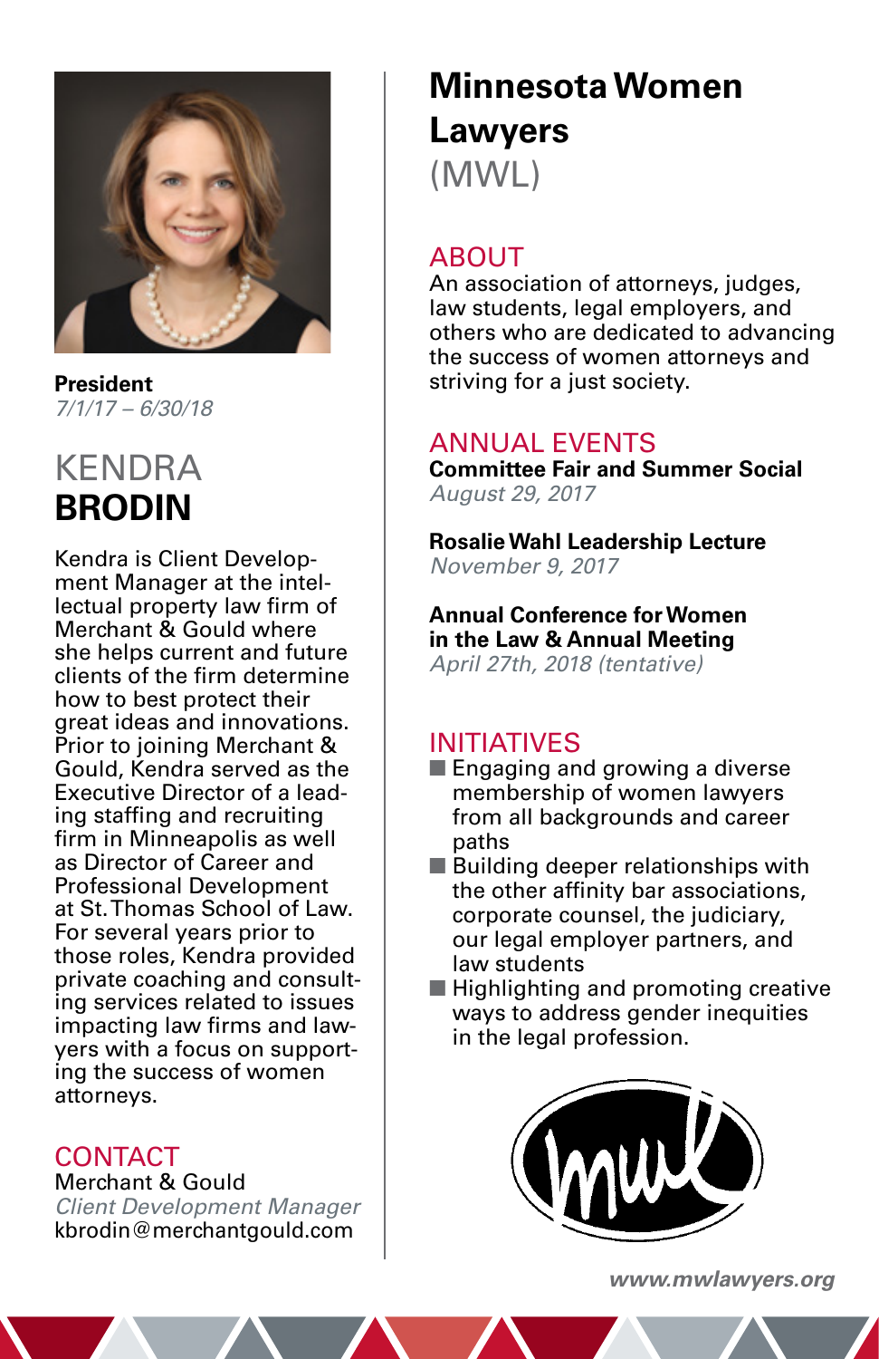**President**
*7/1/17 – 6/30/18*

# KENDRA **BRODIN**

Kendra is Client Development Manager at the intellectual property law firm of Merchant & Gould where she helps current and future clients of the firm determine how to best protect their great ideas and innovations. Prior to joining Merchant & Gould, Kendra served as the Executive Director of a leading staffing and recruiting firm in Minneapolis as well as Director of Career and Professional Development at St. Thomas School of Law. For several years prior to those roles, Kendra provided private coaching and consulting services related to issues impacting law firms and lawyers with a focus on supporting the success of women attorneys.

## CONTACT

Merchant & Gould
*Client Development Manager*
kbrodin@merchantgould.com

# Minnesota Women Lawyers (MWL)

## ABOUT

An association of attorneys, judges, law students, legal employers, and others who are dedicated to advancing the success of women attorneys and striving for a just society.

## ANNUAL EVENTS

**Committee Fair and Summer Social**
*August 29, 2017*

**Rosalie Wahl Leadership Lecture**
*November 9, 2017*

**Annual Conference for Women in the Law & Annual Meeting**
*April 27th, 2018 (tentative)*

## INITIATIVES

- Engaging and growing a diverse membership of women lawyers from all backgrounds and career paths
- Building deeper relationships with the other affinity bar associations, corporate counsel, the judiciary, our legal employer partners, and law students
- Highlighting and promoting creative ways to address gender inequities in the legal profession.

*www.mwlawyers.org*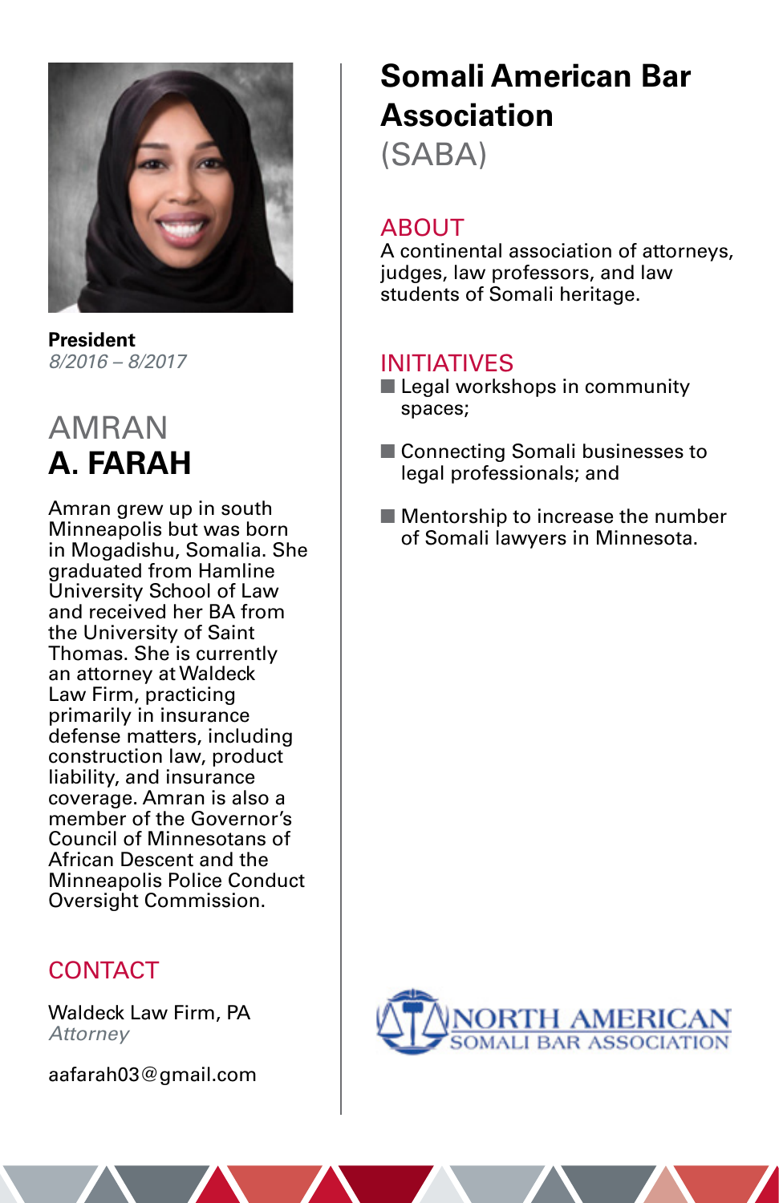**President**
*8/2016 – 8/2017*

# AMRAN **A. FARAH**

Amran grew up in south Minneapolis but was born in Mogadishu, Somalia. She graduated from Hamline University School of Law and received her BA from the University of Saint Thomas. She is currently an attorney at Waldeck Law Firm, practicing primarily in insurance defense matters, including construction law, product liability, and insurance coverage. Amran is also a member of the Governor's Council of Minnesotans of African Descent and the Minneapolis Police Conduct Oversight Commission.

## CONTACT

Waldeck Law Firm, PA
*Attorney*

aafarah03@gmail.com

# Somali American Bar Association (SABA)

## ABOUT

A continental association of attorneys, judges, law professors, and law students of Somali heritage.

## INITIATIVES

- Legal workshops in community spaces;
- Connecting Somali businesses to legal professionals; and
- Mentorship to increase the number of Somali lawyers in Minnesota.

NORTH AMERICAN SOMALI BAR ASSOCIATION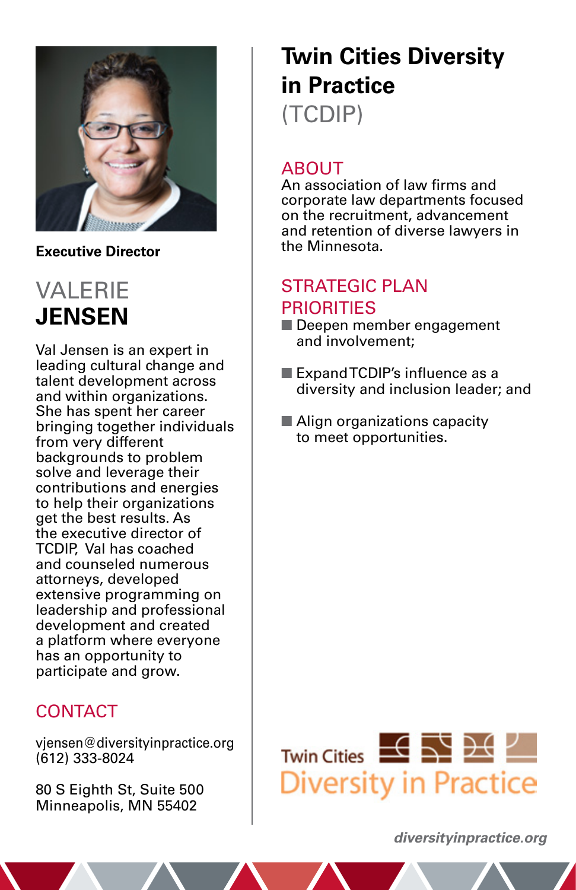**Executive Director**

# VALERIE **JENSEN**

Val Jensen is an expert in leading cultural change and talent development across and within organizations. She has spent her career bringing together individuals from very different backgrounds to problem solve and leverage their contributions and energies to help their organizations get the best results. As the executive director of TCDIP, Val has coached and counseled numerous attorneys, developed extensive programming on leadership and professional development and created a platform where everyone has an opportunity to participate and grow.

## CONTACT

vjensen@diversityinpractice.org
(612) 333-8024

80 S Eighth St, Suite 500
Minneapolis, MN 55402

# Twin Cities Diversity in Practice

(TCDIP)

## ABOUT

An association of law firms and corporate law departments focused on the recruitment, advancement and retention of diverse lawyers in the Minnesota.

## STRATEGIC PLAN PRIORITIES

- Deepen member engagement and involvement;
- Expand TCDIP's influence as a diversity and inclusion leader; and
- Align organizations capacity to meet opportunities.

Twin Cities Diversity in Practice

*diversityinpractice.org*